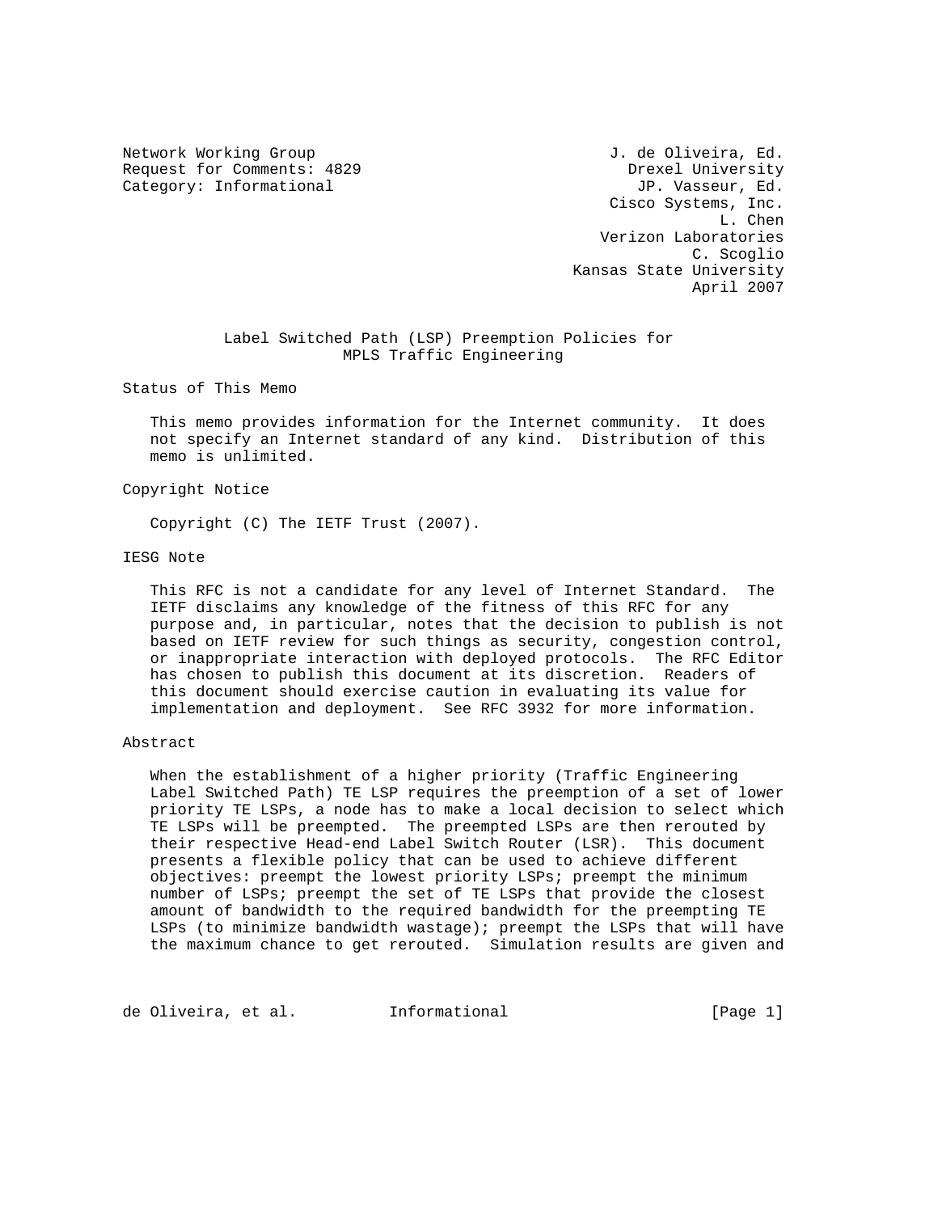Network Working Group J. de Oliveira, Ed.
Request for Comments: 4829 Drexel University
Category: Informational JP. Vasseur, Ed.
Cisco Systems, Inc.
L. Chen
Verizon Laboratories
C. Scoglio
Kansas State University
April 2007

# Label Switched Path (LSP) Preemption Policies for MPLS Traffic Engineering

## Status of This Memo

This memo provides information for the Internet community. It does not specify an Internet standard of any kind. Distribution of this memo is unlimited.

## Copyright Notice

Copyright (C) The IETF Trust (2007).

## IESG Note

This RFC is not a candidate for any level of Internet Standard. The IETF disclaims any knowledge of the fitness of this RFC for any purpose and, in particular, notes that the decision to publish is not based on IETF review for such things as security, congestion control, or inappropriate interaction with deployed protocols. The RFC Editor has chosen to publish this document at its discretion. Readers of this document should exercise caution in evaluating its value for implementation and deployment. See RFC 3932 for more information.

## Abstract

When the establishment of a higher priority (Traffic Engineering Label Switched Path) TE LSP requires the preemption of a set of lower priority TE LSPs, a node has to make a local decision to select which TE LSPs will be preempted. The preempted LSPs are then rerouted by their respective Head-end Label Switch Router (LSR). This document presents a flexible policy that can be used to achieve different objectives: preempt the lowest priority LSPs; preempt the minimum number of LSPs; preempt the set of TE LSPs that provide the closest amount of bandwidth to the required bandwidth for the preempting TE LSPs (to minimize bandwidth wastage); preempt the LSPs that will have the maximum chance to get rerouted. Simulation results are given and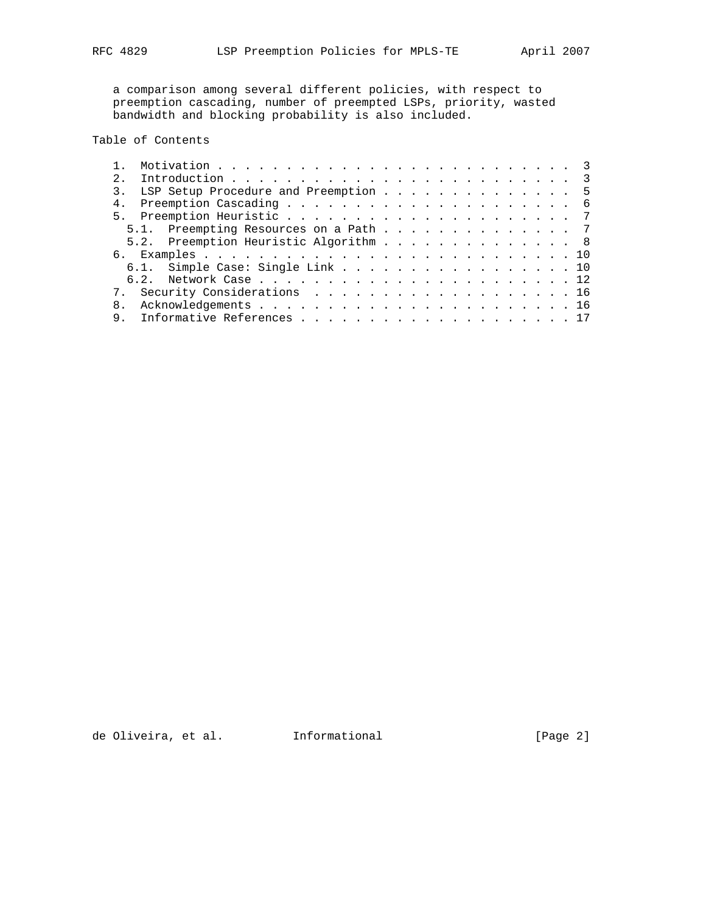a comparison among several different policies, with respect to preemption cascading, number of preempted LSPs, priority, wasted bandwidth and blocking probability is also included.

## Table of Contents

1. Motivation . . . . . . . . . . . . . . . . . . . . . . . . . . 3
2. Introduction . . . . . . . . . . . . . . . . . . . . . . . . . 3
3. LSP Setup Procedure and Preemption . . . . . . . . . . . . . . 5
4. Preemption Cascading . . . . . . . . . . . . . . . . . . . . . 6
5. Preemption Heuristic . . . . . . . . . . . . . . . . . . . . . 7
   - 5.1. Preempting Resources on a Path . . . . . . . . . . . . . . 7
   - 5.2. Preemption Heuristic Algorithm . . . . . . . . . . . . . . 8
6. Examples . . . . . . . . . . . . . . . . . . . . . . . . . . . 10
   - 6.1. Simple Case: Single Link . . . . . . . . . . . . . . . . . 10
   - 6.2. Network Case . . . . . . . . . . . . . . . . . . . . . . . 12
7. Security Considerations . . . . . . . . . . . . . . . . . . . 16
8. Acknowledgements . . . . . . . . . . . . . . . . . . . . . . . 16
9. Informative References . . . . . . . . . . . . . . . . . . . . 17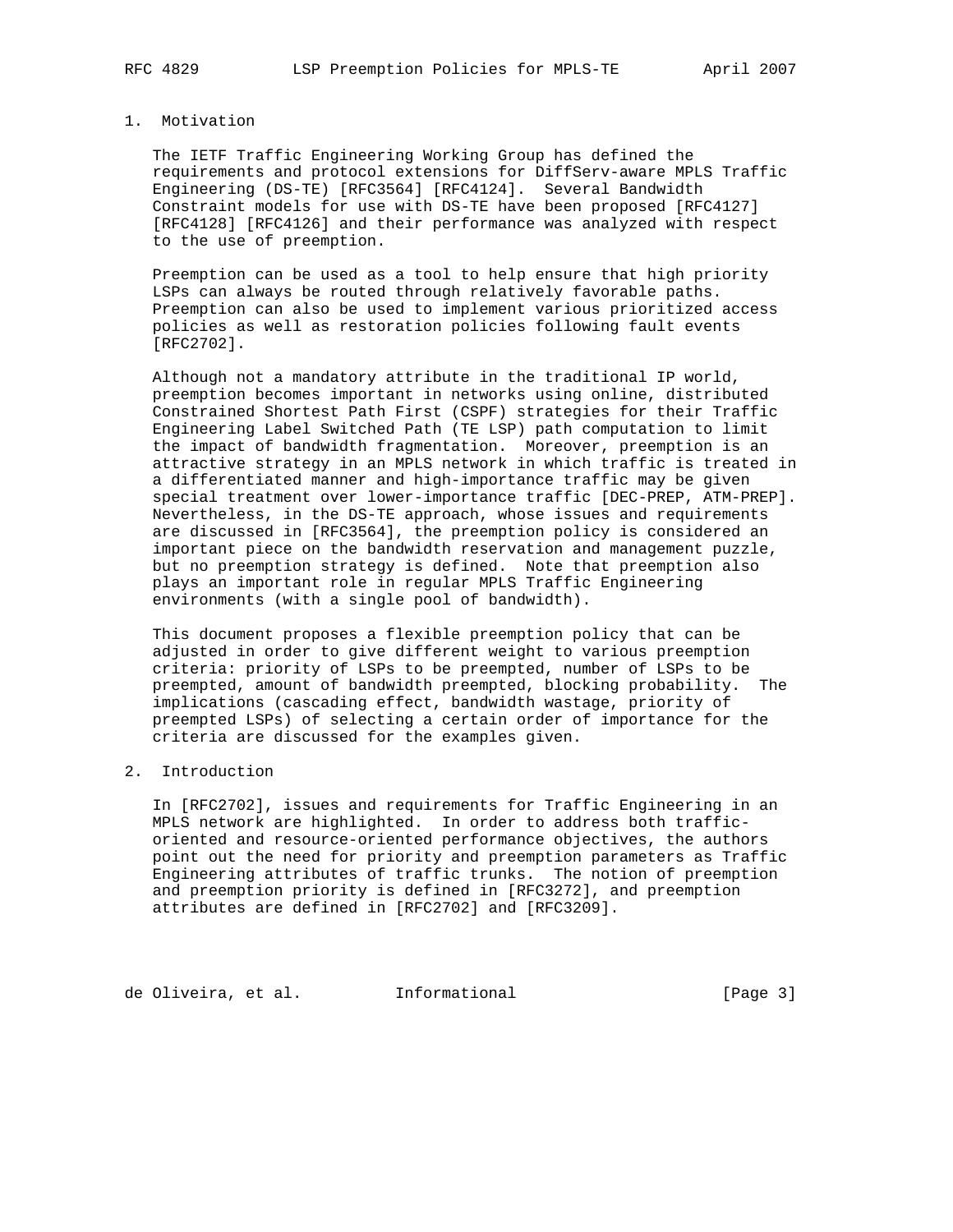## 1. Motivation

The IETF Traffic Engineering Working Group has defined the requirements and protocol extensions for DiffServ-aware MPLS Traffic Engineering (DS-TE) [RFC3564] [RFC4124]. Several Bandwidth Constraint models for use with DS-TE have been proposed [RFC4127] [RFC4128] [RFC4126] and their performance was analyzed with respect to the use of preemption.

Preemption can be used as a tool to help ensure that high priority LSPs can always be routed through relatively favorable paths. Preemption can also be used to implement various prioritized access policies as well as restoration policies following fault events [RFC2702].

Although not a mandatory attribute in the traditional IP world, preemption becomes important in networks using online, distributed Constrained Shortest Path First (CSPF) strategies for their Traffic Engineering Label Switched Path (TE LSP) path computation to limit the impact of bandwidth fragmentation. Moreover, preemption is an attractive strategy in an MPLS network in which traffic is treated in a differentiated manner and high-importance traffic may be given special treatment over lower-importance traffic [DEC-PREP, ATM-PREP]. Nevertheless, in the DS-TE approach, whose issues and requirements are discussed in [RFC3564], the preemption policy is considered an important piece on the bandwidth reservation and management puzzle, but no preemption strategy is defined. Note that preemption also plays an important role in regular MPLS Traffic Engineering environments (with a single pool of bandwidth).

This document proposes a flexible preemption policy that can be adjusted in order to give different weight to various preemption criteria: priority of LSPs to be preempted, number of LSPs to be preempted, amount of bandwidth preempted, blocking probability. The implications (cascading effect, bandwidth wastage, priority of preempted LSPs) of selecting a certain order of importance for the criteria are discussed for the examples given.

## 2. Introduction

In [RFC2702], issues and requirements for Traffic Engineering in an MPLS network are highlighted. In order to address both traffic-oriented and resource-oriented performance objectives, the authors point out the need for priority and preemption parameters as Traffic Engineering attributes of traffic trunks. The notion of preemption and preemption priority is defined in [RFC3272], and preemption attributes are defined in [RFC2702] and [RFC3209].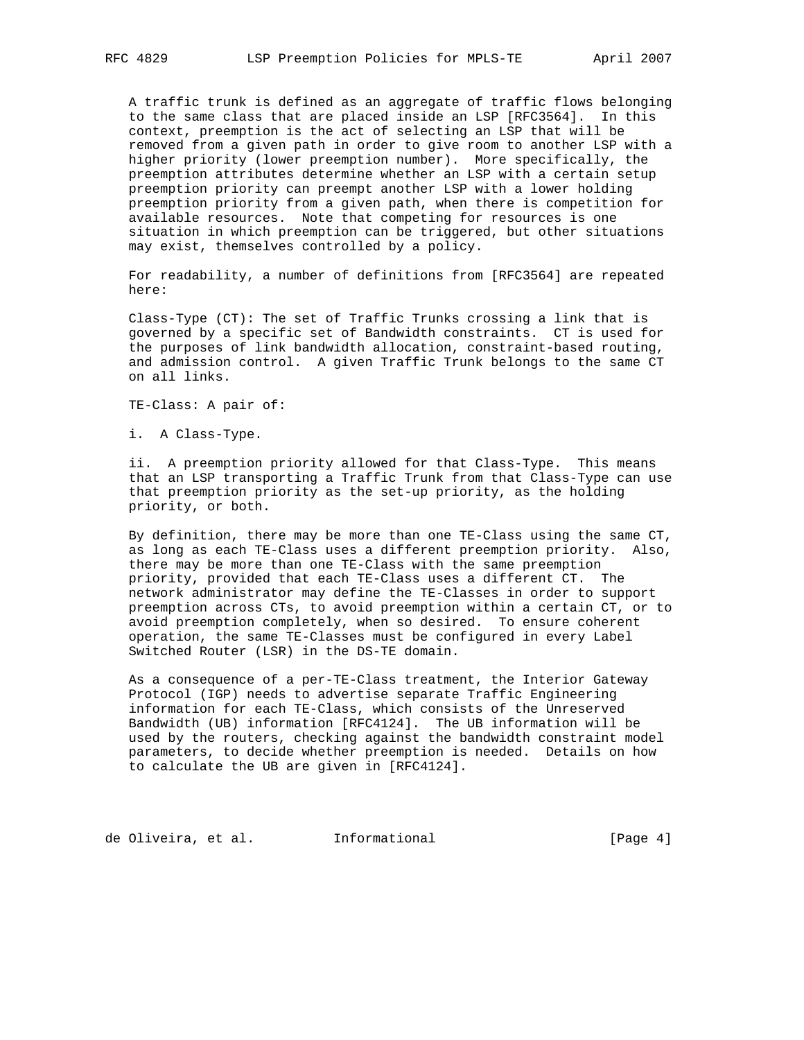A traffic trunk is defined as an aggregate of traffic flows belonging to the same class that are placed inside an LSP [RFC3564]. In this context, preemption is the act of selecting an LSP that will be removed from a given path in order to give room to another LSP with a higher priority (lower preemption number). More specifically, the preemption attributes determine whether an LSP with a certain setup preemption priority can preempt another LSP with a lower holding preemption priority from a given path, when there is competition for available resources. Note that competing for resources is one situation in which preemption can be triggered, but other situations may exist, themselves controlled by a policy.

For readability, a number of definitions from [RFC3564] are repeated here:

Class-Type (CT): The set of Traffic Trunks crossing a link that is governed by a specific set of Bandwidth constraints. CT is used for the purposes of link bandwidth allocation, constraint-based routing, and admission control. A given Traffic Trunk belongs to the same CT on all links.

TE-Class: A pair of:

i. A Class-Type.

ii. A preemption priority allowed for that Class-Type. This means that an LSP transporting a Traffic Trunk from that Class-Type can use that preemption priority as the set-up priority, as the holding priority, or both.

By definition, there may be more than one TE-Class using the same CT, as long as each TE-Class uses a different preemption priority. Also, there may be more than one TE-Class with the same preemption priority, provided that each TE-Class uses a different CT. The network administrator may define the TE-Classes in order to support preemption across CTs, to avoid preemption within a certain CT, or to avoid preemption completely, when so desired. To ensure coherent operation, the same TE-Classes must be configured in every Label Switched Router (LSR) in the DS-TE domain.

As a consequence of a per-TE-Class treatment, the Interior Gateway Protocol (IGP) needs to advertise separate Traffic Engineering information for each TE-Class, which consists of the Unreserved Bandwidth (UB) information [RFC4124]. The UB information will be used by the routers, checking against the bandwidth constraint model parameters, to decide whether preemption is needed. Details on how to calculate the UB are given in [RFC4124].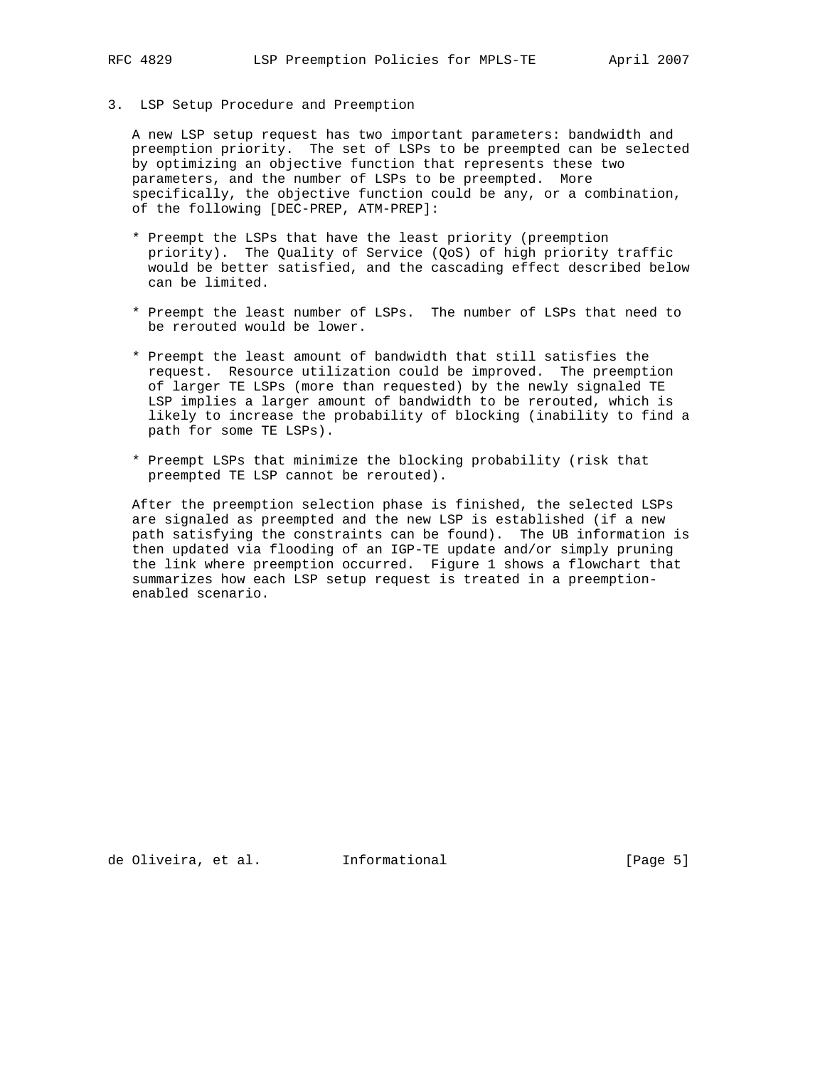## 3. LSP Setup Procedure and Preemption

A new LSP setup request has two important parameters: bandwidth and preemption priority. The set of LSPs to be preempted can be selected by optimizing an objective function that represents these two parameters, and the number of LSPs to be preempted. More specifically, the objective function could be any, or a combination, of the following [DEC-PREP, ATM-PREP]:

* Preempt the LSPs that have the least priority (preemption priority). The Quality of Service (QoS) of high priority traffic would be better satisfied, and the cascading effect described below can be limited.

* Preempt the least number of LSPs. The number of LSPs that need to be rerouted would be lower.

* Preempt the least amount of bandwidth that still satisfies the request. Resource utilization could be improved. The preemption of larger TE LSPs (more than requested) by the newly signaled TE LSP implies a larger amount of bandwidth to be rerouted, which is likely to increase the probability of blocking (inability to find a path for some TE LSPs).

* Preempt LSPs that minimize the blocking probability (risk that preempted TE LSP cannot be rerouted).

After the preemption selection phase is finished, the selected LSPs are signaled as preempted and the new LSP is established (if a new path satisfying the constraints can be found). The UB information is then updated via flooding of an IGP-TE update and/or simply pruning the link where preemption occurred. Figure 1 shows a flowchart that summarizes how each LSP setup request is treated in a preemption-enabled scenario.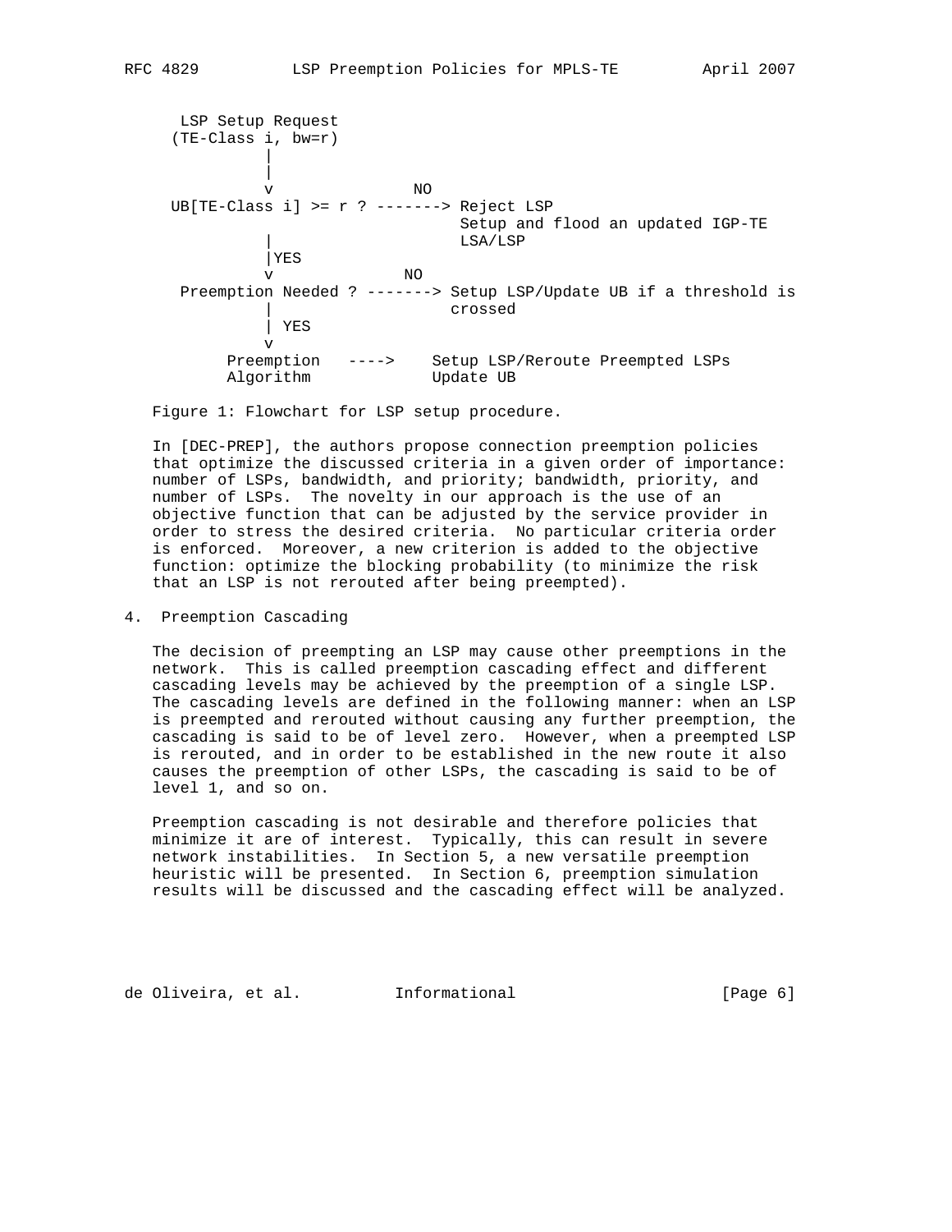```
      LSP Setup Request
     (TE-Class i, bw=r)
               |
               |
               v               NO
     UB[TE-Class i] >= r ? -------> Reject LSP
                                    Setup and flood an updated IGP-TE
               |                    LSA/LSP
               |YES
               v              NO
      Preemption Needed ? -------> Setup LSP/Update UB if a threshold is
               |                   crossed
               | YES
               v
           Preemption   ---->    Setup LSP/Reroute Preempted LSPs
           Algorithm             Update UB
```

Figure 1: Flowchart for LSP setup procedure.

In [DEC-PREP], the authors propose connection preemption policies that optimize the discussed criteria in a given order of importance: number of LSPs, bandwidth, and priority; bandwidth, priority, and number of LSPs. The novelty in our approach is the use of an objective function that can be adjusted by the service provider in order to stress the desired criteria. No particular criteria order is enforced. Moreover, a new criterion is added to the objective function: optimize the blocking probability (to minimize the risk that an LSP is not rerouted after being preempted).

## 4. Preemption Cascading

The decision of preempting an LSP may cause other preemptions in the network. This is called preemption cascading effect and different cascading levels may be achieved by the preemption of a single LSP. The cascading levels are defined in the following manner: when an LSP is preempted and rerouted without causing any further preemption, the cascading is said to be of level zero. However, when a preempted LSP is rerouted, and in order to be established in the new route it also causes the preemption of other LSPs, the cascading is said to be of level 1, and so on.

Preemption cascading is not desirable and therefore policies that minimize it are of interest. Typically, this can result in severe network instabilities. In Section 5, a new versatile preemption heuristic will be presented. In Section 6, preemption simulation results will be discussed and the cascading effect will be analyzed.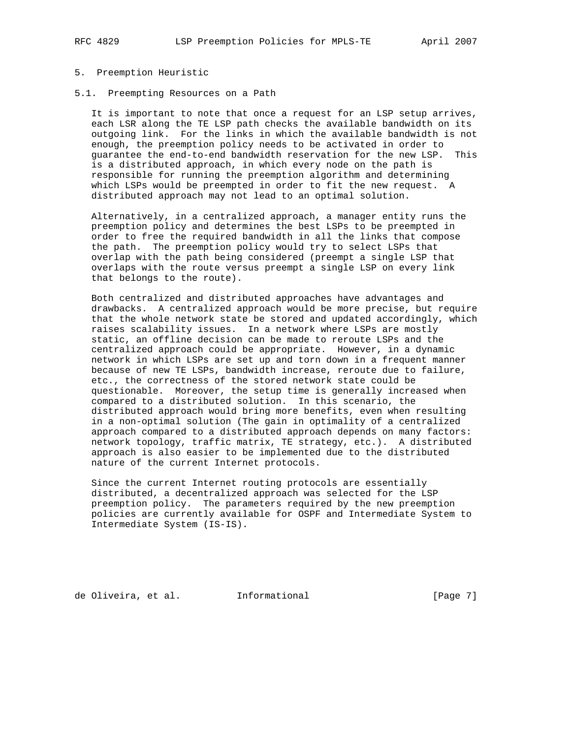## 5. Preemption Heuristic

### 5.1. Preempting Resources on a Path

It is important to note that once a request for an LSP setup arrives, each LSR along the TE LSP path checks the available bandwidth on its outgoing link. For the links in which the available bandwidth is not enough, the preemption policy needs to be activated in order to guarantee the end-to-end bandwidth reservation for the new LSP. This is a distributed approach, in which every node on the path is responsible for running the preemption algorithm and determining which LSPs would be preempted in order to fit the new request. A distributed approach may not lead to an optimal solution.

Alternatively, in a centralized approach, a manager entity runs the preemption policy and determines the best LSPs to be preempted in order to free the required bandwidth in all the links that compose the path. The preemption policy would try to select LSPs that overlap with the path being considered (preempt a single LSP that overlaps with the route versus preempt a single LSP on every link that belongs to the route).

Both centralized and distributed approaches have advantages and drawbacks. A centralized approach would be more precise, but require that the whole network state be stored and updated accordingly, which raises scalability issues. In a network where LSPs are mostly static, an offline decision can be made to reroute LSPs and the centralized approach could be appropriate. However, in a dynamic network in which LSPs are set up and torn down in a frequent manner because of new TE LSPs, bandwidth increase, reroute due to failure, etc., the correctness of the stored network state could be questionable. Moreover, the setup time is generally increased when compared to a distributed solution. In this scenario, the distributed approach would bring more benefits, even when resulting in a non-optimal solution (The gain in optimality of a centralized approach compared to a distributed approach depends on many factors: network topology, traffic matrix, TE strategy, etc.). A distributed approach is also easier to be implemented due to the distributed nature of the current Internet protocols.

Since the current Internet routing protocols are essentially distributed, a decentralized approach was selected for the LSP preemption policy. The parameters required by the new preemption policies are currently available for OSPF and Intermediate System to Intermediate System (IS-IS).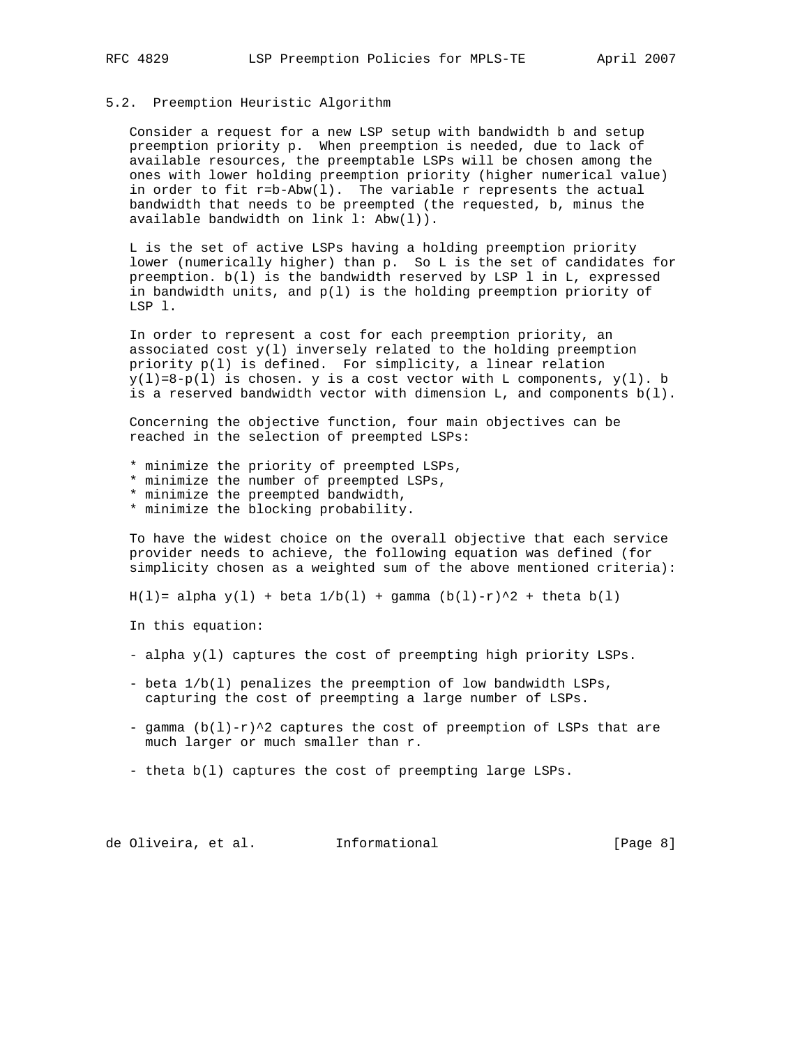### 5.2. Preemption Heuristic Algorithm

Consider a request for a new LSP setup with bandwidth b and setup preemption priority p. When preemption is needed, due to lack of available resources, the preemptable LSPs will be chosen among the ones with lower holding preemption priority (higher numerical value) in order to fit $r=b-Abw(l)$. The variable r represents the actual bandwidth that needs to be preempted (the requested, b, minus the available bandwidth on link l: $Abw(l)$).

L is the set of active LSPs having a holding preemption priority lower (numerically higher) than p. So L is the set of candidates for preemption. $b(l)$ is the bandwidth reserved by LSP l in L, expressed in bandwidth units, and $p(l)$ is the holding preemption priority of LSP l.

In order to represent a cost for each preemption priority, an associated cost $y(l)$ inversely related to the holding preemption priority $p(l)$ is defined. For simplicity, a linear relation $y(l)=8-p(l)$ is chosen. y is a cost vector with L components, $y(l)$. b is a reserved bandwidth vector with dimension L, and components $b(l)$.

Concerning the objective function, four main objectives can be reached in the selection of preempted LSPs:

* minimize the priority of preempted LSPs,
* minimize the number of preempted LSPs,
* minimize the preempted bandwidth,
* minimize the blocking probability.

To have the widest choice on the overall objective that each service provider needs to achieve, the following equation was defined (for simplicity chosen as a weighted sum of the above mentioned criteria):

$$H(l)= \alpha\, y(l) + \beta\, 1/b(l) + \gamma\, (b(l)-r)^2 + \theta\, b(l)$$

In this equation:

- $\alpha\, y(l)$ captures the cost of preempting high priority LSPs.

- $\beta\, 1/b(l)$ penalizes the preemption of low bandwidth LSPs, capturing the cost of preempting a large number of LSPs.

- $\gamma\, (b(l)-r)^2$ captures the cost of preemption of LSPs that are much larger or much smaller than r.

- $\theta\, b(l)$ captures the cost of preempting large LSPs.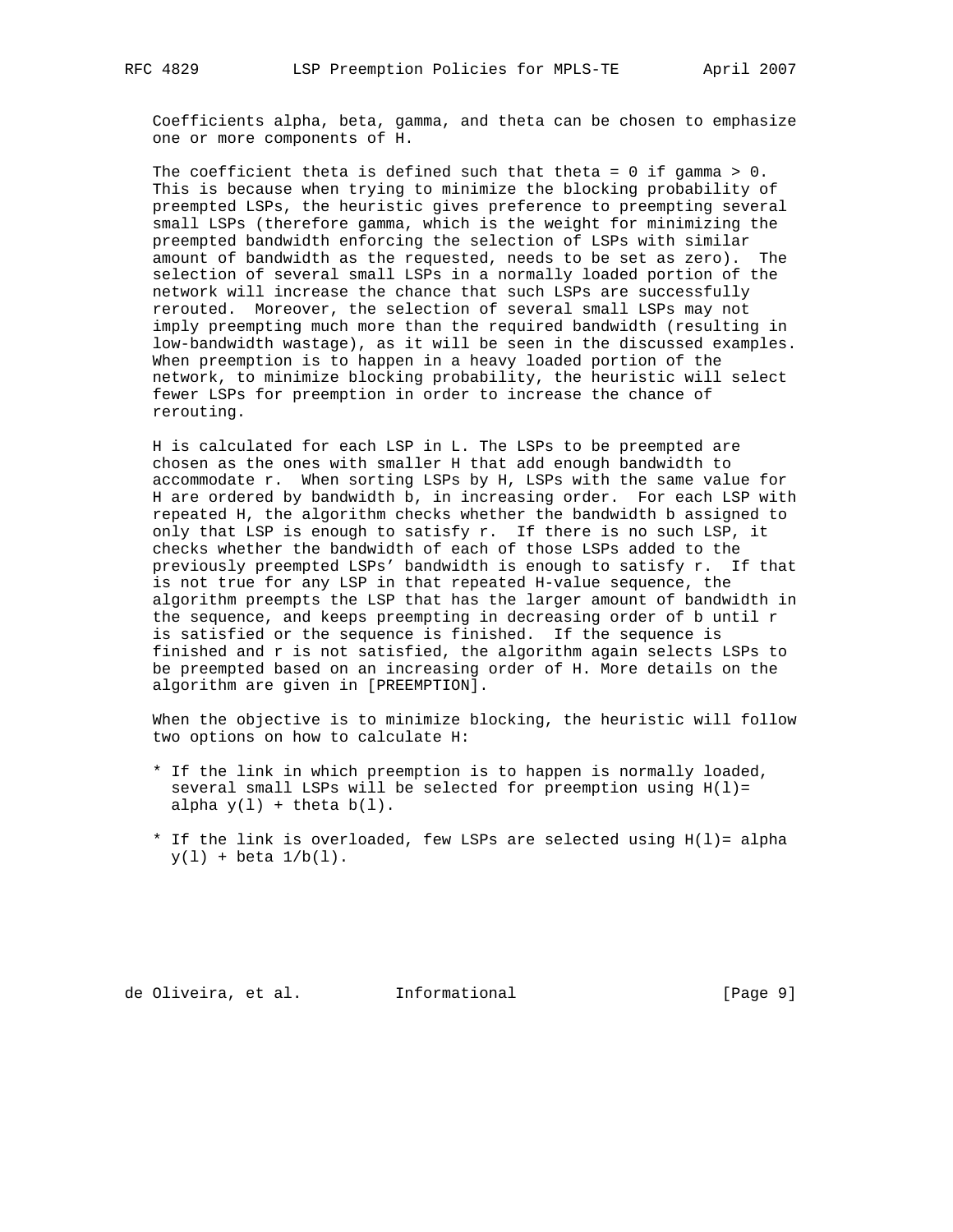Coefficients alpha, beta, gamma, and theta can be chosen to emphasize one or more components of H.

The coefficient theta is defined such that theta = 0 if gamma > 0. This is because when trying to minimize the blocking probability of preempted LSPs, the heuristic gives preference to preempting several small LSPs (therefore gamma, which is the weight for minimizing the preempted bandwidth enforcing the selection of LSPs with similar amount of bandwidth as the requested, needs to be set as zero). The selection of several small LSPs in a normally loaded portion of the network will increase the chance that such LSPs are successfully rerouted. Moreover, the selection of several small LSPs may not imply preempting much more than the required bandwidth (resulting in low-bandwidth wastage), as it will be seen in the discussed examples. When preemption is to happen in a heavy loaded portion of the network, to minimize blocking probability, the heuristic will select fewer LSPs for preemption in order to increase the chance of rerouting.

H is calculated for each LSP in L. The LSPs to be preempted are chosen as the ones with smaller H that add enough bandwidth to accommodate r. When sorting LSPs by H, LSPs with the same value for H are ordered by bandwidth b, in increasing order. For each LSP with repeated H, the algorithm checks whether the bandwidth b assigned to only that LSP is enough to satisfy r. If there is no such LSP, it checks whether the bandwidth of each of those LSPs added to the previously preempted LSPs' bandwidth is enough to satisfy r. If that is not true for any LSP in that repeated H-value sequence, the algorithm preempts the LSP that has the larger amount of bandwidth in the sequence, and keeps preempting in decreasing order of b until r is satisfied or the sequence is finished. If the sequence is finished and r is not satisfied, the algorithm again selects LSPs to be preempted based on an increasing order of H. More details on the algorithm are given in [PREEMPTION].

When the objective is to minimize blocking, the heuristic will follow two options on how to calculate H:

* If the link in which preemption is to happen is normally loaded, several small LSPs will be selected for preemption using H(l)= alpha y(l) + theta b(l).

* If the link is overloaded, few LSPs are selected using H(l)= alpha y(l) + beta 1/b(l).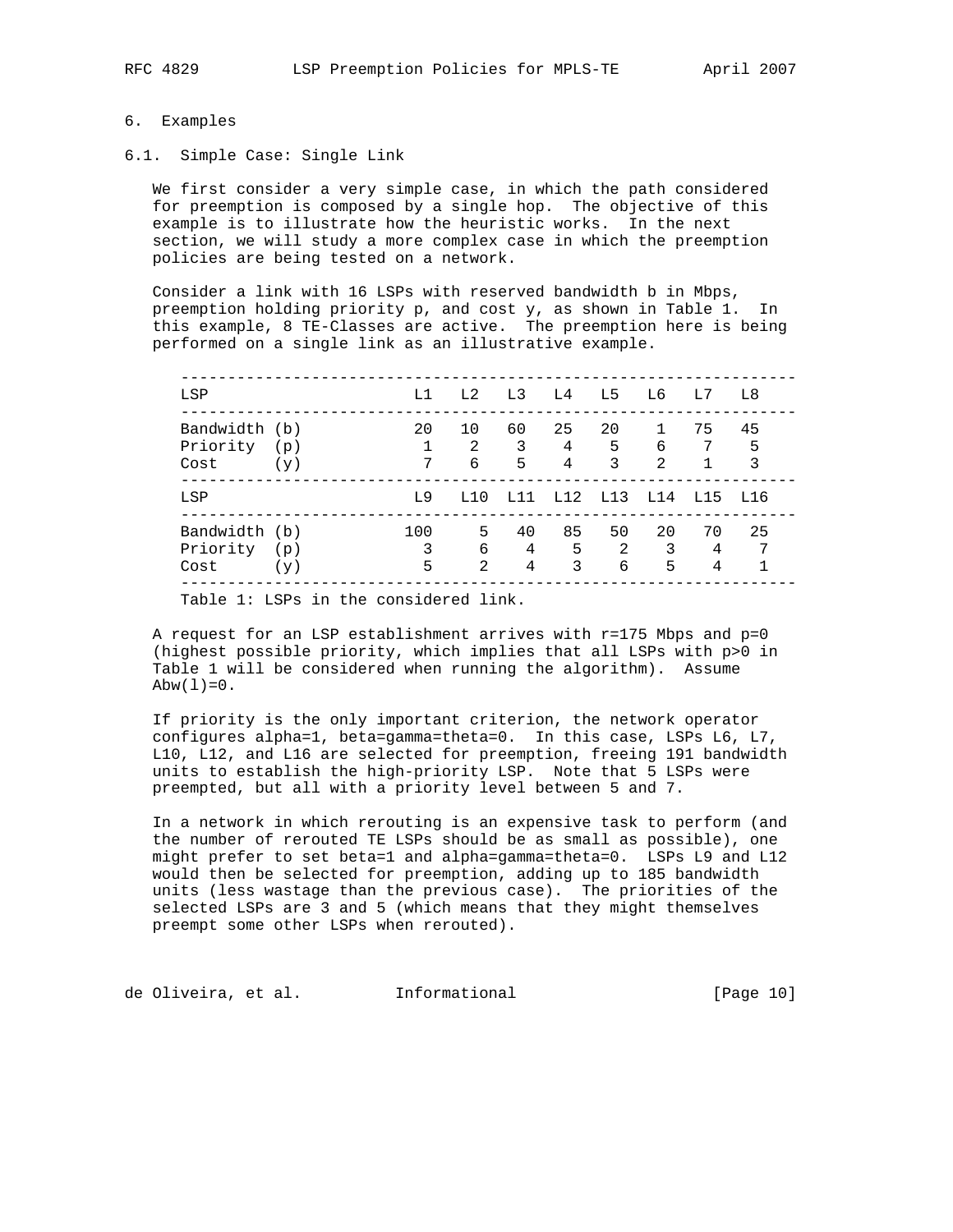## 6. Examples

### 6.1. Simple Case: Single Link

We first consider a very simple case, in which the path considered for preemption is composed by a single hop. The objective of this example is to illustrate how the heuristic works. In the next section, we will study a more complex case in which the preemption policies are being tested on a network.

Consider a link with 16 LSPs with reserved bandwidth b in Mbps, preemption holding priority p, and cost y, as shown in Table 1. In this example, 8 TE-Classes are active. The preemption here is being performed on a single link as an illustrative example.

| LSP | L1 | L2 | L3 | L4 | L5 | L6 | L7 | L8 |
|---|---|---|---|---|---|---|---|---|
| Bandwidth (b) | 20 | 10 | 60 | 25 | 20 | 1 | 75 | 45 |
| Priority (p) | 1 | 2 | 3 | 4 | 5 | 6 | 7 | 5 |
| Cost (y) | 7 | 6 | 5 | 4 | 3 | 2 | 1 | 3 |
| **LSP** | **L9** | **L10** | **L11** | **L12** | **L13** | **L14** | **L15** | **L16** |
| Bandwidth (b) | 100 | 5 | 40 | 85 | 50 | 20 | 70 | 25 |
| Priority (p) | 3 | 6 | 4 | 5 | 2 | 3 | 4 | 7 |
| Cost (y) | 5 | 2 | 4 | 3 | 6 | 5 | 4 | 1 |

Table 1: LSPs in the considered link.

A request for an LSP establishment arrives with r=175 Mbps and p=0 (highest possible priority, which implies that all LSPs with p>0 in Table 1 will be considered when running the algorithm). Assume Abw(l)=0.

If priority is the only important criterion, the network operator configures alpha=1, beta=gamma=theta=0. In this case, LSPs L6, L7, L10, L12, and L16 are selected for preemption, freeing 191 bandwidth units to establish the high-priority LSP. Note that 5 LSPs were preempted, but all with a priority level between 5 and 7.

In a network in which rerouting is an expensive task to perform (and the number of rerouted TE LSPs should be as small as possible), one might prefer to set beta=1 and alpha=gamma=theta=0. LSPs L9 and L12 would then be selected for preemption, adding up to 185 bandwidth units (less wastage than the previous case). The priorities of the selected LSPs are 3 and 5 (which means that they might themselves preempt some other LSPs when rerouted).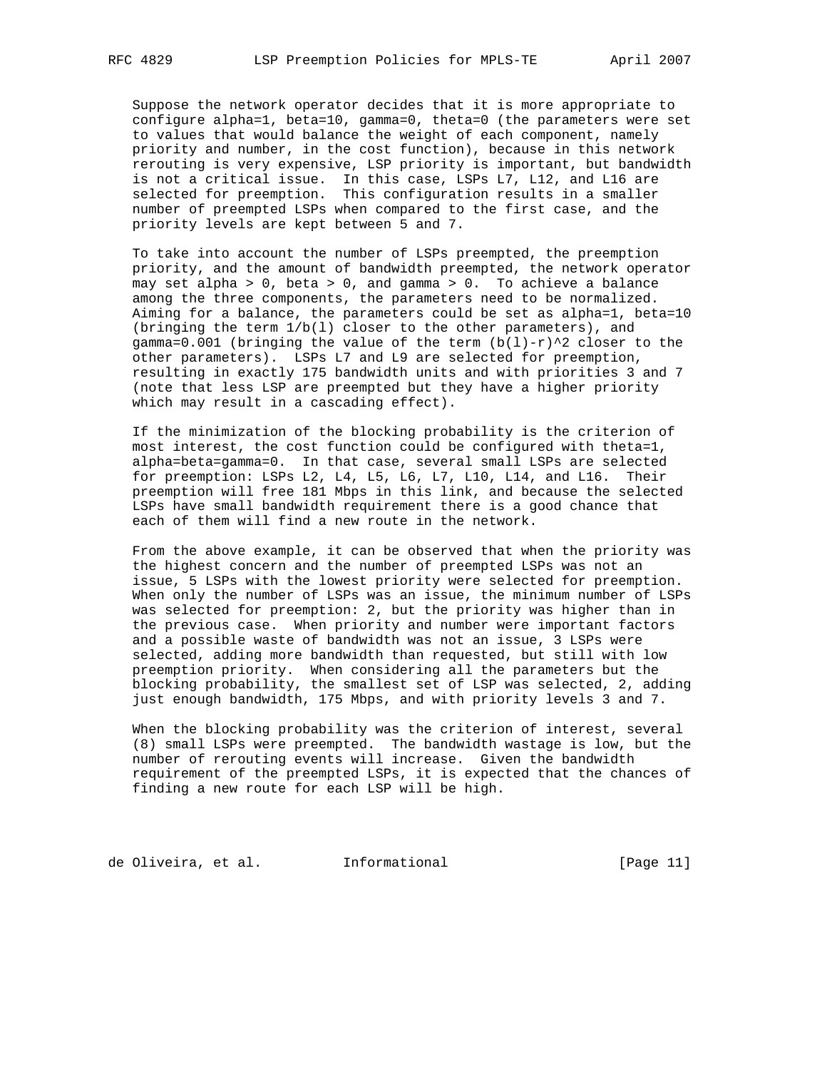Suppose the network operator decides that it is more appropriate to configure alpha=1, beta=10, gamma=0, theta=0 (the parameters were set to values that would balance the weight of each component, namely priority and number, in the cost function), because in this network rerouting is very expensive, LSP priority is important, but bandwidth is not a critical issue. In this case, LSPs L7, L12, and L16 are selected for preemption. This configuration results in a smaller number of preempted LSPs when compared to the first case, and the priority levels are kept between 5 and 7.

To take into account the number of LSPs preempted, the preemption priority, and the amount of bandwidth preempted, the network operator may set alpha > 0, beta > 0, and gamma > 0. To achieve a balance among the three components, the parameters need to be normalized. Aiming for a balance, the parameters could be set as alpha=1, beta=10 (bringing the term 1/b(l) closer to the other parameters), and gamma=0.001 (bringing the value of the term (b(l)-r)^2 closer to the other parameters). LSPs L7 and L9 are selected for preemption, resulting in exactly 175 bandwidth units and with priorities 3 and 7 (note that less LSP are preempted but they have a higher priority which may result in a cascading effect).

If the minimization of the blocking probability is the criterion of most interest, the cost function could be configured with theta=1, alpha=beta=gamma=0. In that case, several small LSPs are selected for preemption: LSPs L2, L4, L5, L6, L7, L10, L14, and L16. Their preemption will free 181 Mbps in this link, and because the selected LSPs have small bandwidth requirement there is a good chance that each of them will find a new route in the network.

From the above example, it can be observed that when the priority was the highest concern and the number of preempted LSPs was not an issue, 5 LSPs with the lowest priority were selected for preemption. When only the number of LSPs was an issue, the minimum number of LSPs was selected for preemption: 2, but the priority was higher than in the previous case. When priority and number were important factors and a possible waste of bandwidth was not an issue, 3 LSPs were selected, adding more bandwidth than requested, but still with low preemption priority. When considering all the parameters but the blocking probability, the smallest set of LSP was selected, 2, adding just enough bandwidth, 175 Mbps, and with priority levels 3 and 7.

When the blocking probability was the criterion of interest, several (8) small LSPs were preempted. The bandwidth wastage is low, but the number of rerouting events will increase. Given the bandwidth requirement of the preempted LSPs, it is expected that the chances of finding a new route for each LSP will be high.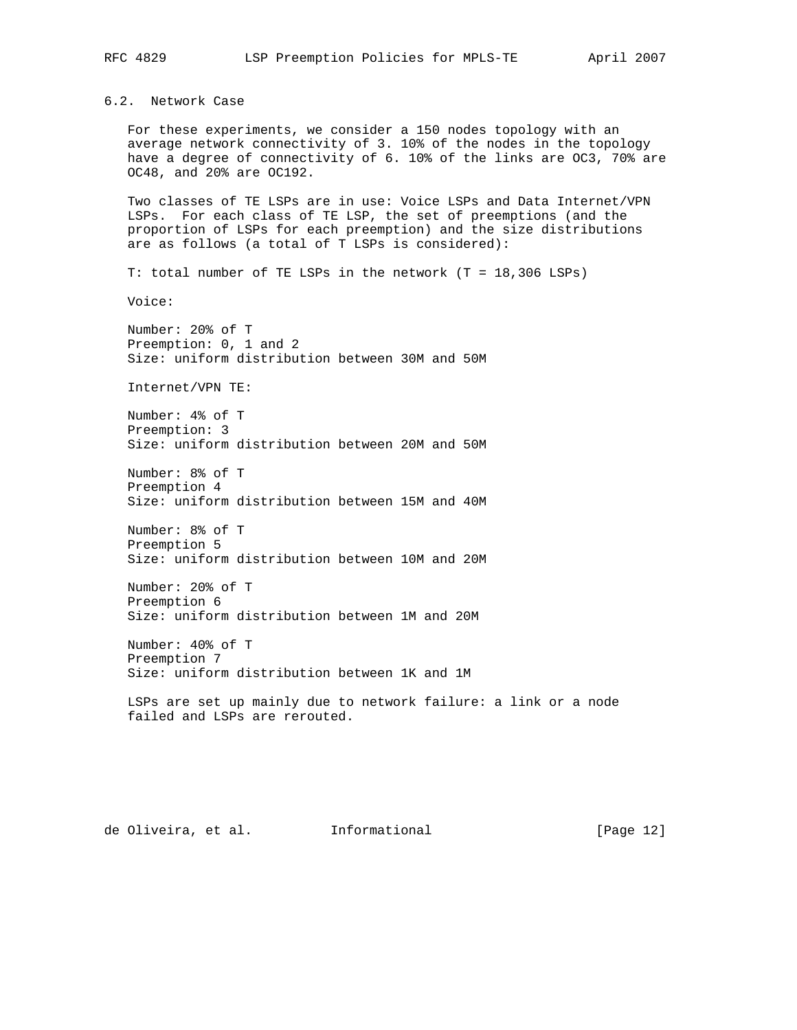## 6.2. Network Case

For these experiments, we consider a 150 nodes topology with an average network connectivity of 3. 10% of the nodes in the topology have a degree of connectivity of 6. 10% of the links are OC3, 70% are OC48, and 20% are OC192.

Two classes of TE LSPs are in use: Voice LSPs and Data Internet/VPN LSPs. For each class of TE LSP, the set of preemptions (and the proportion of LSPs for each preemption) and the size distributions are as follows (a total of T LSPs is considered):

T: total number of TE LSPs in the network (T = 18,306 LSPs)

Voice:

Number: 20% of T
Preemption: 0, 1 and 2
Size: uniform distribution between 30M and 50M

Internet/VPN TE:

Number: 4% of T
Preemption: 3
Size: uniform distribution between 20M and 50M

Number: 8% of T
Preemption 4
Size: uniform distribution between 15M and 40M

Number: 8% of T
Preemption 5
Size: uniform distribution between 10M and 20M

Number: 20% of T
Preemption 6
Size: uniform distribution between 1M and 20M

Number: 40% of T
Preemption 7
Size: uniform distribution between 1K and 1M

LSPs are set up mainly due to network failure: a link or a node failed and LSPs are rerouted.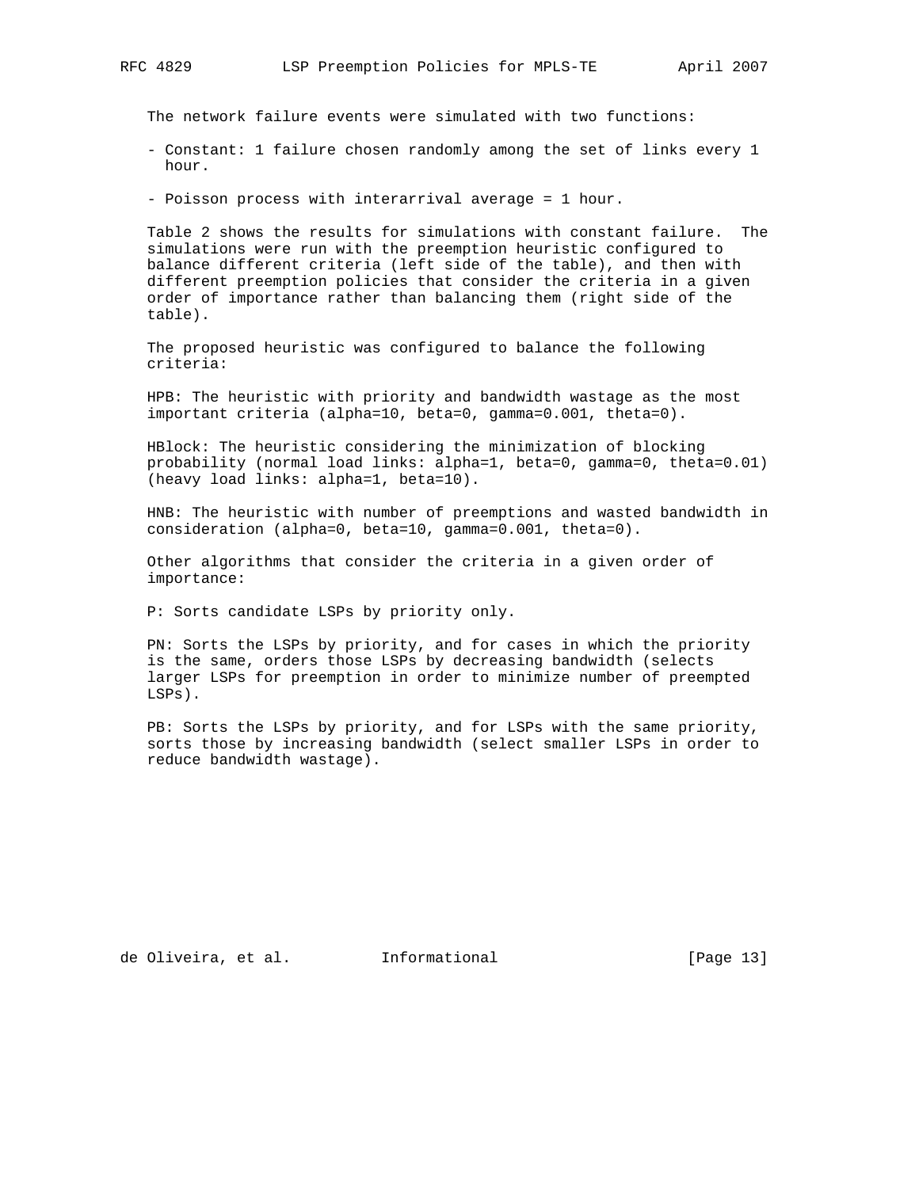The network failure events were simulated with two functions:

- Constant: 1 failure chosen randomly among the set of links every 1 hour.

- Poisson process with interarrival average = 1 hour.

Table 2 shows the results for simulations with constant failure. The simulations were run with the preemption heuristic configured to balance different criteria (left side of the table), and then with different preemption policies that consider the criteria in a given order of importance rather than balancing them (right side of the table).

The proposed heuristic was configured to balance the following criteria:

HPB: The heuristic with priority and bandwidth wastage as the most important criteria (alpha=10, beta=0, gamma=0.001, theta=0).

HBlock: The heuristic considering the minimization of blocking probability (normal load links: alpha=1, beta=0, gamma=0, theta=0.01) (heavy load links: alpha=1, beta=10).

HNB: The heuristic with number of preemptions and wasted bandwidth in consideration (alpha=0, beta=10, gamma=0.001, theta=0).

Other algorithms that consider the criteria in a given order of importance:

P: Sorts candidate LSPs by priority only.

PN: Sorts the LSPs by priority, and for cases in which the priority is the same, orders those LSPs by decreasing bandwidth (selects larger LSPs for preemption in order to minimize number of preempted LSPs).

PB: Sorts the LSPs by priority, and for LSPs with the same priority, sorts those by increasing bandwidth (select smaller LSPs in order to reduce bandwidth wastage).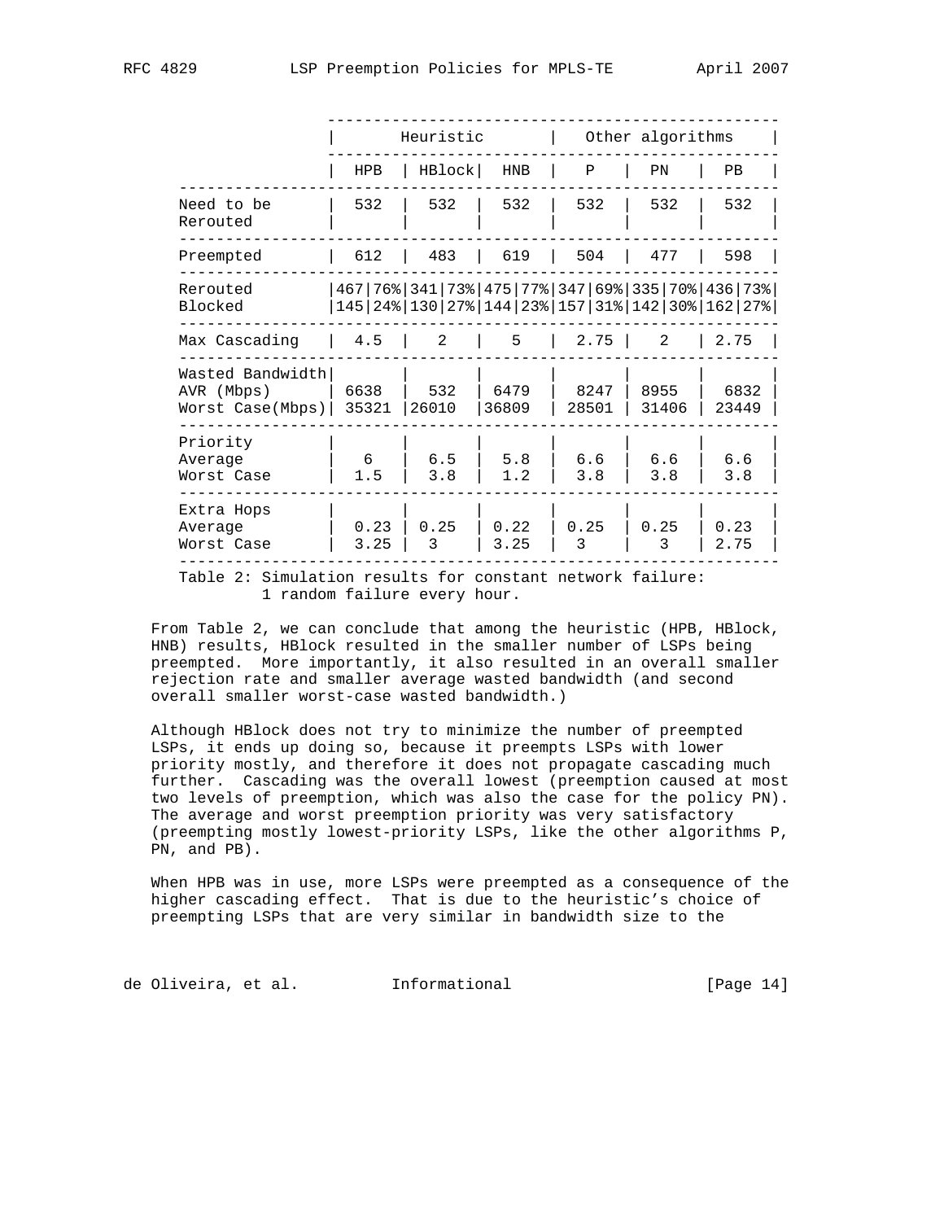| | Heuristic | | | Other algorithms | | |
|---|---|---|---|---|---|---|
| | HPB | HBlock | HNB | P | PN | PB |
| Need to be Rerouted | 532 | 532 | 532 | 532 | 532 | 532 |
| Preempted | 612 | 483 | 619 | 504 | 477 | 598 |
| Rerouted | 467 76% | 341 73% | 475 77% | 347 69% | 335 70% | 436 73% |
| Blocked | 145 24% | 130 27% | 144 23% | 157 31% | 142 30% | 162 27% |
| Max Cascading | 4.5 | 2 | 5 | 2.75 | 2 | 2.75 |
| Wasted Bandwidth AVR (Mbps) | 6638 | 532 | 6479 | 8247 | 8955 | 6832 |
| Wasted Bandwidth Worst Case(Mbps) | 35321 | 26010 | 36809 | 28501 | 31406 | 23449 |
| Priority Average | 6 | 6.5 | 5.8 | 6.6 | 6.6 | 6.6 |
| Priority Worst Case | 1.5 | 3.8 | 1.2 | 3.8 | 3.8 | 3.8 |
| Extra Hops Average | 0.23 | 0.25 | 0.22 | 0.25 | 0.25 | 0.23 |
| Extra Hops Worst Case | 3.25 | 3 | 3.25 | 3 | 3 | 2.75 |

Table 2: Simulation results for constant network failure: 1 random failure every hour.

From Table 2, we can conclude that among the heuristic (HPB, HBlock, HNB) results, HBlock resulted in the smaller number of LSPs being preempted. More importantly, it also resulted in an overall smaller rejection rate and smaller average wasted bandwidth (and second overall smaller worst-case wasted bandwidth.)

Although HBlock does not try to minimize the number of preempted LSPs, it ends up doing so, because it preempts LSPs with lower priority mostly, and therefore it does not propagate cascading much further. Cascading was the overall lowest (preemption caused at most two levels of preemption, which was also the case for the policy PN). The average and worst preemption priority was very satisfactory (preempting mostly lowest-priority LSPs, like the other algorithms P, PN, and PB).

When HPB was in use, more LSPs were preempted as a consequence of the higher cascading effect. That is due to the heuristic's choice of preempting LSPs that are very similar in bandwidth size to the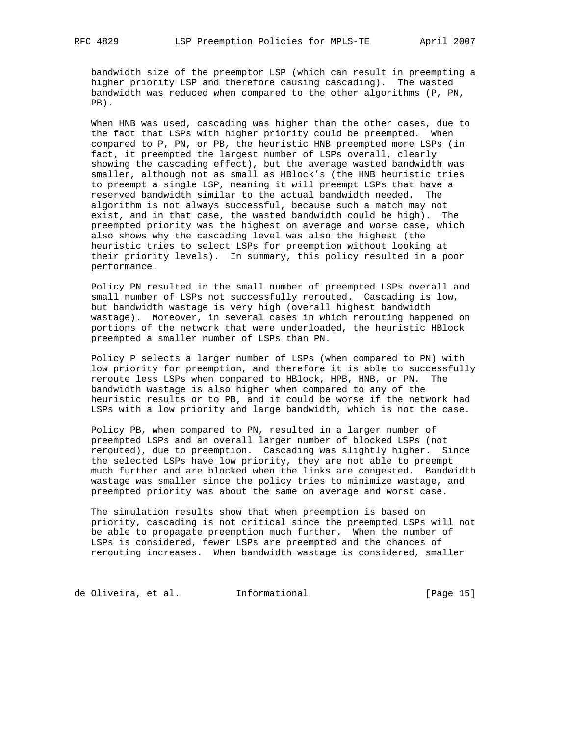bandwidth size of the preemptor LSP (which can result in preempting a higher priority LSP and therefore causing cascading). The wasted bandwidth was reduced when compared to the other algorithms (P, PN, PB).

When HNB was used, cascading was higher than the other cases, due to the fact that LSPs with higher priority could be preempted. When compared to P, PN, or PB, the heuristic HNB preempted more LSPs (in fact, it preempted the largest number of LSPs overall, clearly showing the cascading effect), but the average wasted bandwidth was smaller, although not as small as HBlock's (the HNB heuristic tries to preempt a single LSP, meaning it will preempt LSPs that have a reserved bandwidth similar to the actual bandwidth needed. The algorithm is not always successful, because such a match may not exist, and in that case, the wasted bandwidth could be high). The preempted priority was the highest on average and worse case, which also shows why the cascading level was also the highest (the heuristic tries to select LSPs for preemption without looking at their priority levels). In summary, this policy resulted in a poor performance.

Policy PN resulted in the small number of preempted LSPs overall and small number of LSPs not successfully rerouted. Cascading is low, but bandwidth wastage is very high (overall highest bandwidth wastage). Moreover, in several cases in which rerouting happened on portions of the network that were underloaded, the heuristic HBlock preempted a smaller number of LSPs than PN.

Policy P selects a larger number of LSPs (when compared to PN) with low priority for preemption, and therefore it is able to successfully reroute less LSPs when compared to HBlock, HPB, HNB, or PN. The bandwidth wastage is also higher when compared to any of the heuristic results or to PB, and it could be worse if the network had LSPs with a low priority and large bandwidth, which is not the case.

Policy PB, when compared to PN, resulted in a larger number of preempted LSPs and an overall larger number of blocked LSPs (not rerouted), due to preemption. Cascading was slightly higher. Since the selected LSPs have low priority, they are not able to preempt much further and are blocked when the links are congested. Bandwidth wastage was smaller since the policy tries to minimize wastage, and preempted priority was about the same on average and worst case.

The simulation results show that when preemption is based on priority, cascading is not critical since the preempted LSPs will not be able to propagate preemption much further. When the number of LSPs is considered, fewer LSPs are preempted and the chances of rerouting increases. When bandwidth wastage is considered, smaller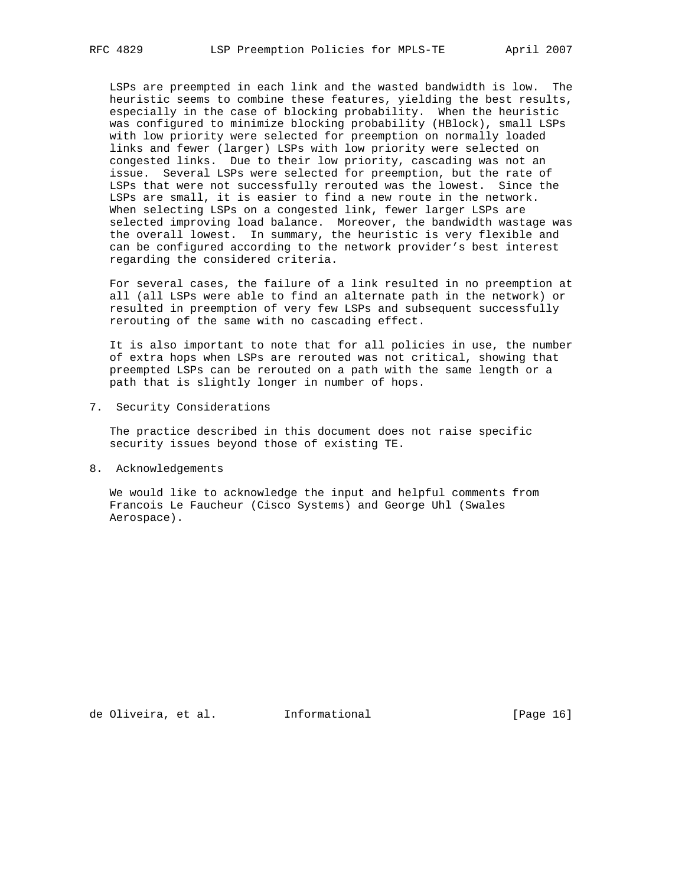LSPs are preempted in each link and the wasted bandwidth is low. The heuristic seems to combine these features, yielding the best results, especially in the case of blocking probability. When the heuristic was configured to minimize blocking probability (HBlock), small LSPs with low priority were selected for preemption on normally loaded links and fewer (larger) LSPs with low priority were selected on congested links. Due to their low priority, cascading was not an issue. Several LSPs were selected for preemption, but the rate of LSPs that were not successfully rerouted was the lowest. Since the LSPs are small, it is easier to find a new route in the network. When selecting LSPs on a congested link, fewer larger LSPs are selected improving load balance. Moreover, the bandwidth wastage was the overall lowest. In summary, the heuristic is very flexible and can be configured according to the network provider's best interest regarding the considered criteria.

For several cases, the failure of a link resulted in no preemption at all (all LSPs were able to find an alternate path in the network) or resulted in preemption of very few LSPs and subsequent successfully rerouting of the same with no cascading effect.

It is also important to note that for all policies in use, the number of extra hops when LSPs are rerouted was not critical, showing that preempted LSPs can be rerouted on a path with the same length or a path that is slightly longer in number of hops.

## 7. Security Considerations

The practice described in this document does not raise specific security issues beyond those of existing TE.

## 8. Acknowledgements

We would like to acknowledge the input and helpful comments from Francois Le Faucheur (Cisco Systems) and George Uhl (Swales Aerospace).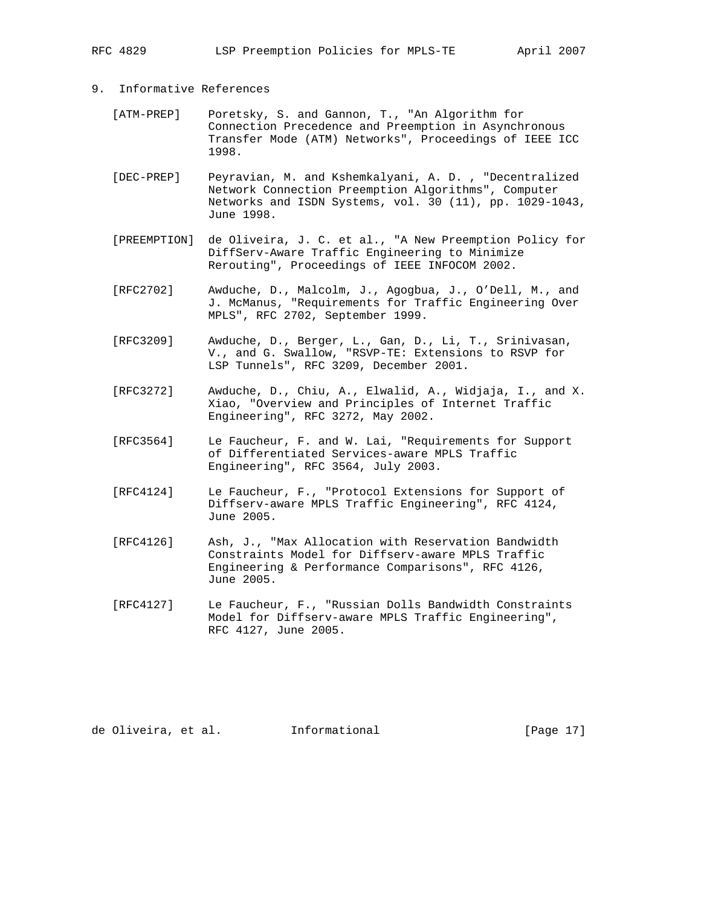## 9. Informative References

[ATM-PREP] Poretsky, S. and Gannon, T., "An Algorithm for Connection Precedence and Preemption in Asynchronous Transfer Mode (ATM) Networks", Proceedings of IEEE ICC 1998.

[DEC-PREP] Peyravian, M. and Kshemkalyani, A. D. , "Decentralized Network Connection Preemption Algorithms", Computer Networks and ISDN Systems, vol. 30 (11), pp. 1029-1043, June 1998.

[PREEMPTION] de Oliveira, J. C. et al., "A New Preemption Policy for DiffServ-Aware Traffic Engineering to Minimize Rerouting", Proceedings of IEEE INFOCOM 2002.

[RFC2702] Awduche, D., Malcolm, J., Agogbua, J., O'Dell, M., and J. McManus, "Requirements for Traffic Engineering Over MPLS", RFC 2702, September 1999.

[RFC3209] Awduche, D., Berger, L., Gan, D., Li, T., Srinivasan, V., and G. Swallow, "RSVP-TE: Extensions to RSVP for LSP Tunnels", RFC 3209, December 2001.

[RFC3272] Awduche, D., Chiu, A., Elwalid, A., Widjaja, I., and X. Xiao, "Overview and Principles of Internet Traffic Engineering", RFC 3272, May 2002.

[RFC3564] Le Faucheur, F. and W. Lai, "Requirements for Support of Differentiated Services-aware MPLS Traffic Engineering", RFC 3564, July 2003.

[RFC4124] Le Faucheur, F., "Protocol Extensions for Support of Diffserv-aware MPLS Traffic Engineering", RFC 4124, June 2005.

[RFC4126] Ash, J., "Max Allocation with Reservation Bandwidth Constraints Model for Diffserv-aware MPLS Traffic Engineering & Performance Comparisons", RFC 4126, June 2005.

[RFC4127] Le Faucheur, F., "Russian Dolls Bandwidth Constraints Model for Diffserv-aware MPLS Traffic Engineering", RFC 4127, June 2005.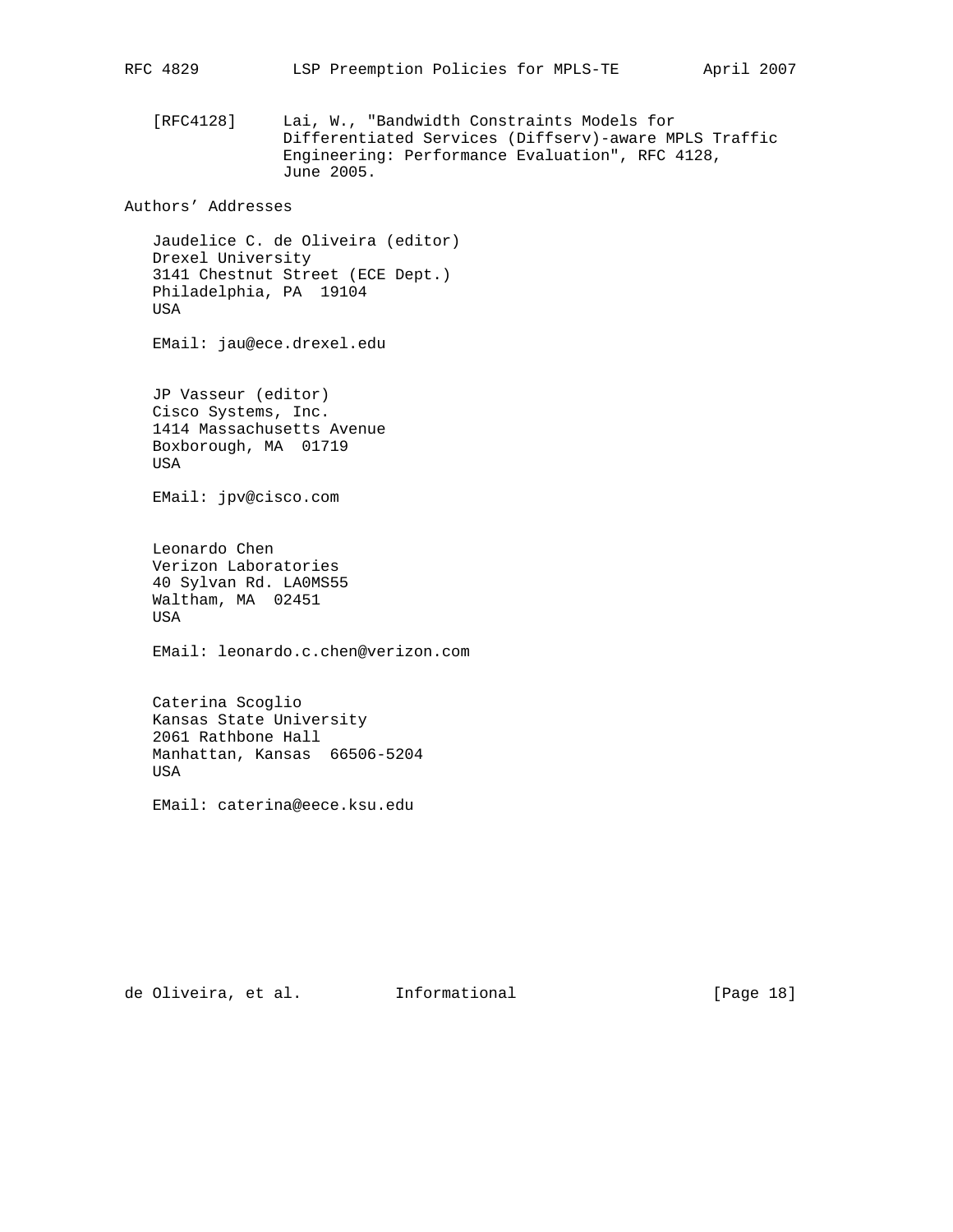[RFC4128] Lai, W., "Bandwidth Constraints Models for Differentiated Services (Diffserv)-aware MPLS Traffic Engineering: Performance Evaluation", RFC 4128, June 2005.

## Authors' Addresses

Jaudelice C. de Oliveira (editor)
Drexel University
3141 Chestnut Street (ECE Dept.)
Philadelphia, PA 19104
USA

EMail: jau@ece.drexel.edu

JP Vasseur (editor)
Cisco Systems, Inc.
1414 Massachusetts Avenue
Boxborough, MA 01719
USA

EMail: jpv@cisco.com

Leonardo Chen
Verizon Laboratories
40 Sylvan Rd. LA0MS55
Waltham, MA 02451
USA

EMail: leonardo.c.chen@verizon.com

Caterina Scoglio
Kansas State University
2061 Rathbone Hall
Manhattan, Kansas 66506-5204
USA

EMail: caterina@eece.ksu.edu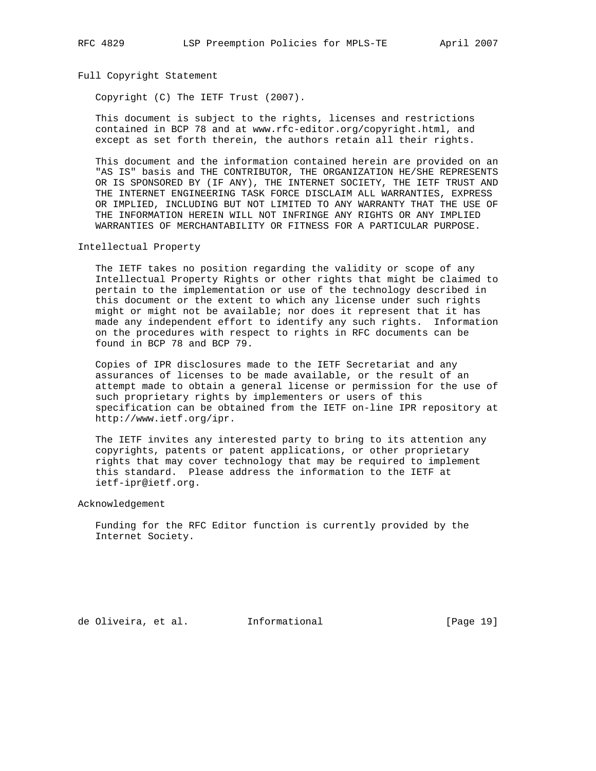## Full Copyright Statement

Copyright (C) The IETF Trust (2007).

This document is subject to the rights, licenses and restrictions contained in BCP 78 and at www.rfc-editor.org/copyright.html, and except as set forth therein, the authors retain all their rights.

This document and the information contained herein are provided on an "AS IS" basis and THE CONTRIBUTOR, THE ORGANIZATION HE/SHE REPRESENTS OR IS SPONSORED BY (IF ANY), THE INTERNET SOCIETY, THE IETF TRUST AND THE INTERNET ENGINEERING TASK FORCE DISCLAIM ALL WARRANTIES, EXPRESS OR IMPLIED, INCLUDING BUT NOT LIMITED TO ANY WARRANTY THAT THE USE OF THE INFORMATION HEREIN WILL NOT INFRINGE ANY RIGHTS OR ANY IMPLIED WARRANTIES OF MERCHANTABILITY OR FITNESS FOR A PARTICULAR PURPOSE.

## Intellectual Property

The IETF takes no position regarding the validity or scope of any Intellectual Property Rights or other rights that might be claimed to pertain to the implementation or use of the technology described in this document or the extent to which any license under such rights might or might not be available; nor does it represent that it has made any independent effort to identify any such rights. Information on the procedures with respect to rights in RFC documents can be found in BCP 78 and BCP 79.

Copies of IPR disclosures made to the IETF Secretariat and any assurances of licenses to be made available, or the result of an attempt made to obtain a general license or permission for the use of such proprietary rights by implementers or users of this specification can be obtained from the IETF on-line IPR repository at http://www.ietf.org/ipr.

The IETF invites any interested party to bring to its attention any copyrights, patents or patent applications, or other proprietary rights that may cover technology that may be required to implement this standard. Please address the information to the IETF at ietf-ipr@ietf.org.

## Acknowledgement

Funding for the RFC Editor function is currently provided by the Internet Society.